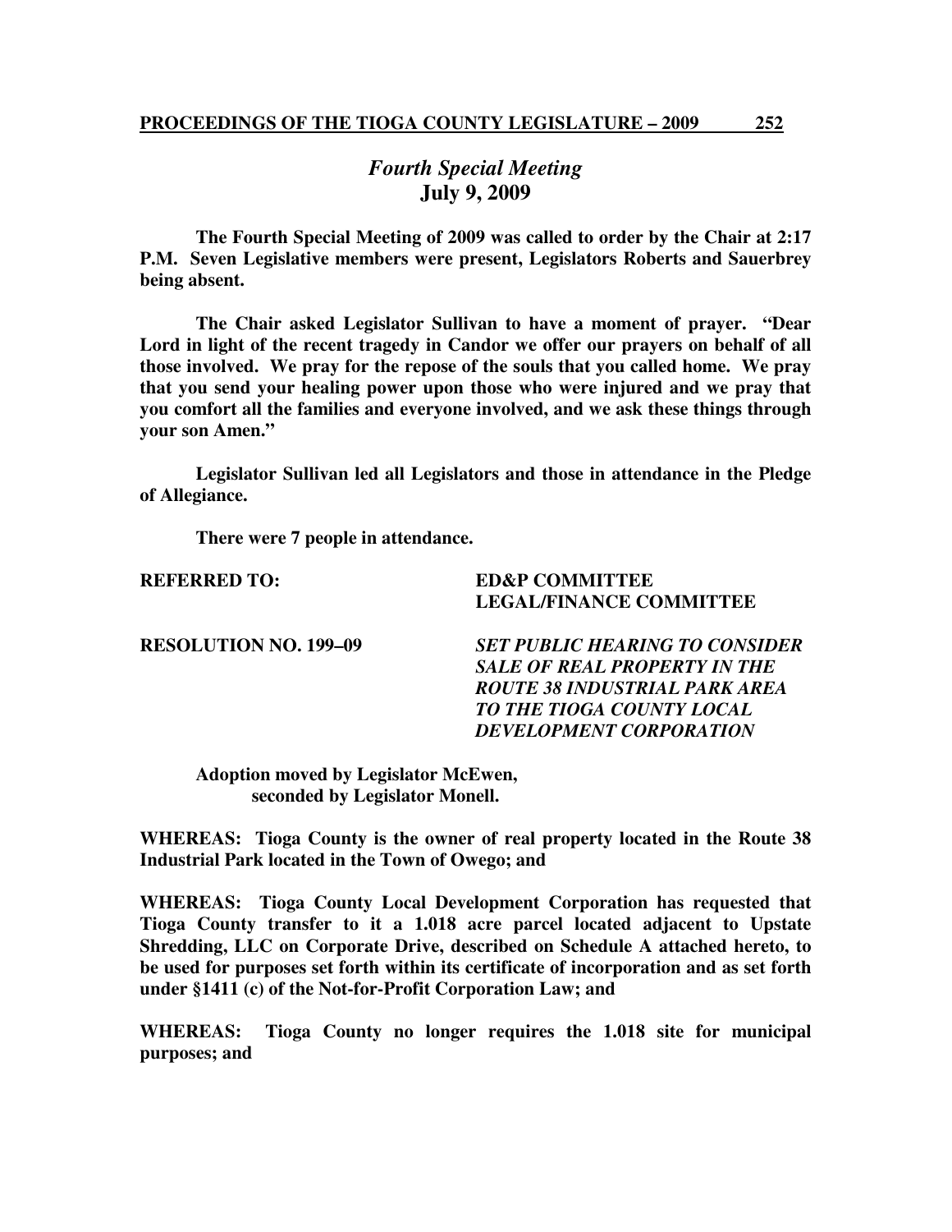# *Fourth Special Meeting*
## July 9, 2009

**The Fourth Special Meeting of 2009 was called to order by the Chair at 2:17 P.M. Seven Legislative members were present, Legislators Roberts and Sauerbrey being absent.**

**The Chair asked Legislator Sullivan to have a moment of prayer. "Dear Lord in light of the recent tragedy in Candor we offer our prayers on behalf of all those involved. We pray for the repose of the souls that you called home. We pray that you send your healing power upon those who were injured and we pray that you comfort all the families and everyone involved, and we ask these things through your son Amen."**

**Legislator Sullivan led all Legislators and those in attendance in the Pledge of Allegiance.**

**There were 7 people in attendance.**

**REFERRED TO:** **ED&P COMMITTEE**
**LEGAL/FINANCE COMMITTEE**

**RESOLUTION NO. 199–09** ***SET PUBLIC HEARING TO CONSIDER SALE OF REAL PROPERTY IN THE ROUTE 38 INDUSTRIAL PARK AREA TO THE TIOGA COUNTY LOCAL DEVELOPMENT CORPORATION***

**Adoption moved by Legislator McEwen, seconded by Legislator Monell.**

**WHEREAS: Tioga County is the owner of real property located in the Route 38 Industrial Park located in the Town of Owego; and**

**WHEREAS: Tioga County Local Development Corporation has requested that Tioga County transfer to it a 1.018 acre parcel located adjacent to Upstate Shredding, LLC on Corporate Drive, described on Schedule A attached hereto, to be used for purposes set forth within its certificate of incorporation and as set forth under §1411 (c) of the Not-for-Profit Corporation Law; and**

**WHEREAS: Tioga County no longer requires the 1.018 site for municipal purposes; and**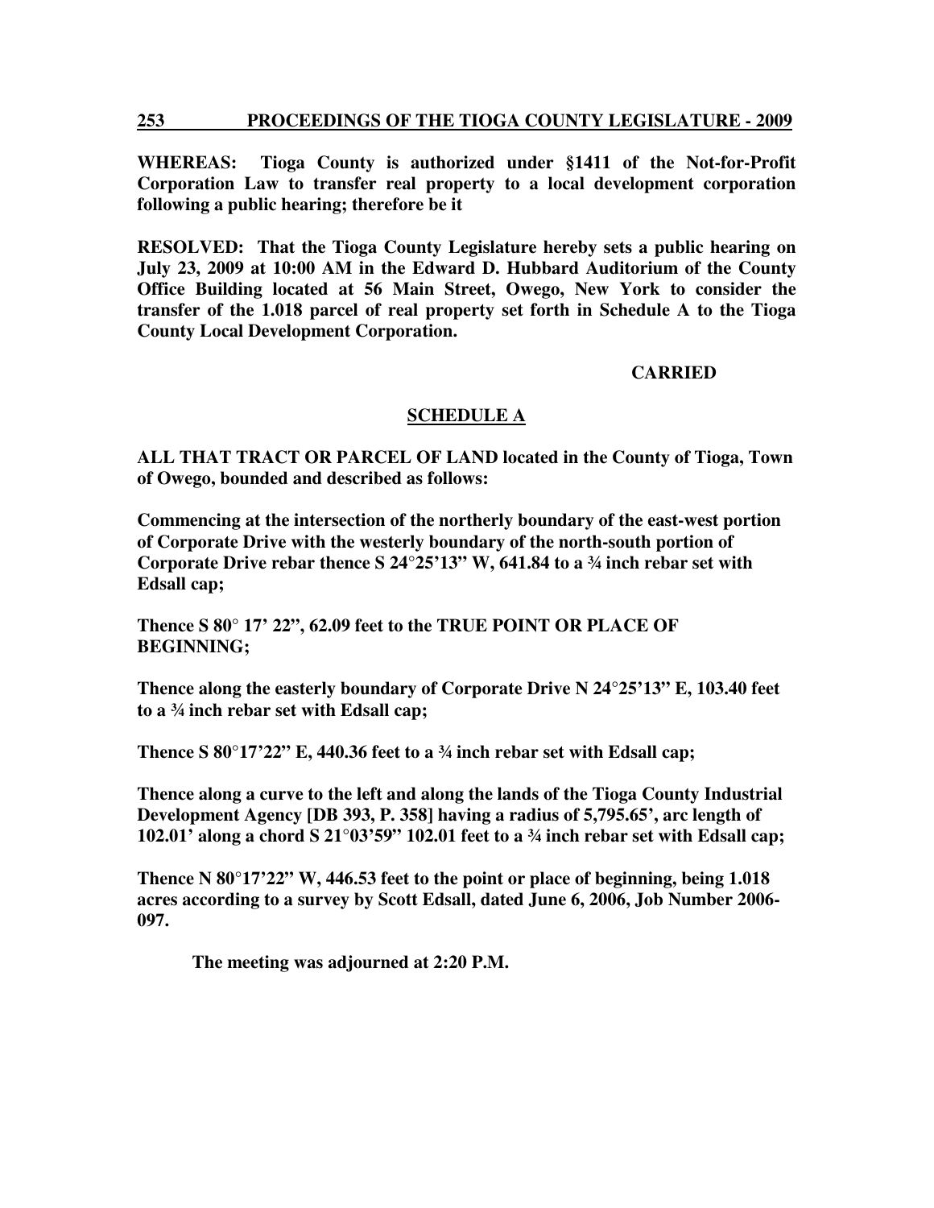**WHEREAS: Tioga County is authorized under §1411 of the Not-for-Profit Corporation Law to transfer real property to a local development corporation following a public hearing; therefore be it**

**RESOLVED: That the Tioga County Legislature hereby sets a public hearing on July 23, 2009 at 10:00 AM in the Edward D. Hubbard Auditorium of the County Office Building located at 56 Main Street, Owego, New York to consider the transfer of the 1.018 parcel of real property set forth in Schedule A to the Tioga County Local Development Corporation.**

**CARRIED**

**SCHEDULE A**

**ALL THAT TRACT OR PARCEL OF LAND located in the County of Tioga, Town of Owego, bounded and described as follows:**

**Commencing at the intersection of the northerly boundary of the east-west portion of Corporate Drive with the westerly boundary of the north-south portion of Corporate Drive rebar thence S 24°25'13" W, 641.84 to a ¾ inch rebar set with Edsall cap;**

**Thence S 80° 17' 22", 62.09 feet to the TRUE POINT OR PLACE OF BEGINNING;**

**Thence along the easterly boundary of Corporate Drive N 24°25'13" E, 103.40 feet to a ¾ inch rebar set with Edsall cap;**

**Thence S 80°17'22" E, 440.36 feet to a ¾ inch rebar set with Edsall cap;**

**Thence along a curve to the left and along the lands of the Tioga County Industrial Development Agency [DB 393, P. 358] having a radius of 5,795.65', arc length of 102.01' along a chord S 21°03'59" 102.01 feet to a ¾ inch rebar set with Edsall cap;**

**Thence N 80°17'22" W, 446.53 feet to the point or place of beginning, being 1.018 acres according to a survey by Scott Edsall, dated June 6, 2006, Job Number 2006-097.**

**The meeting was adjourned at 2:20 P.M.**